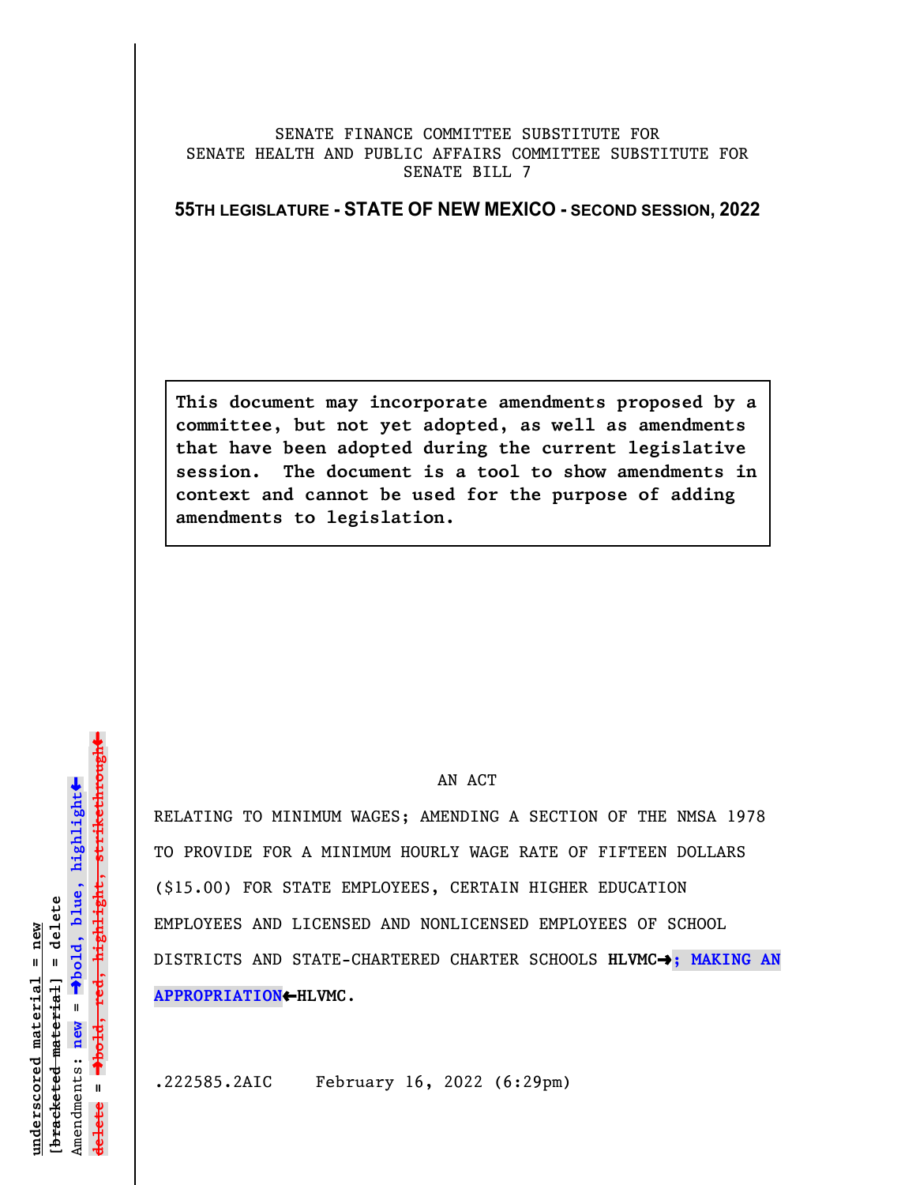SENATE FINANCE COMMITTEE SUBSTITUTE FOR
SENATE HEALTH AND PUBLIC AFFAIRS COMMITTEE SUBSTITUTE FOR
SENATE BILL 7

**55TH LEGISLATURE - STATE OF NEW MEXICO - SECOND SESSION, 2022**

**This document may incorporate amendments proposed by a committee, but not yet adopted, as well as amendments that have been adopted during the current legislative session. The document is a tool to show amendments in context and cannot be used for the purpose of adding amendments to legislation.**

AN ACT

RELATING TO MINIMUM WAGES; AMENDING A SECTION OF THE NMSA 1978 TO PROVIDE FOR A MINIMUM HOURLY WAGE RATE OF FIFTEEN DOLLARS ($15.00) FOR STATE EMPLOYEES, CERTAIN HIGHER EDUCATION EMPLOYEES AND LICENSED AND NONLICENSED EMPLOYEES OF SCHOOL DISTRICTS AND STATE-CHARTERED CHARTER SCHOOLS **HLVMC→; MAKING AN APPROPRIATION←HLVMC**.

.222585.2AIC February 16, 2022 (6:29pm)

underscored material = new
[bracketed material] = delete
Amendments: new = →bold, blue, highlight←
delete = →bold, red, highlight, strikethrough←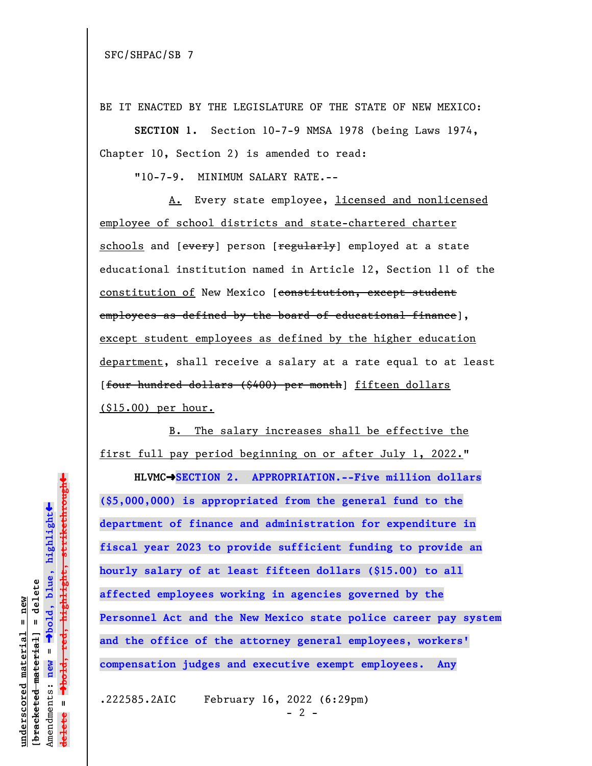SFC/SHPAC/SB 7

BE IT ENACTED BY THE LEGISLATURE OF THE STATE OF NEW MEXICO:

**SECTION 1.** Section 10-7-9 NMSA 1978 (being Laws 1974, Chapter 10, Section 2) is amended to read:

"10-7-9. MINIMUM SALARY RATE.--

A. Every state employee, licensed and nonlicensed employee of school districts and state-chartered charter schools and [~~every~~] person [~~regularly~~] employed at a state educational institution named in Article 12, Section 11 of the constitution of New Mexico [~~constitution, except student employees as defined by the board of educational finance~~], except student employees as defined by the higher education department, shall receive a salary at a rate equal to at least [~~four hundred dollars ($400) per month~~] fifteen dollars ($15.00) per hour.

B. The salary increases shall be effective the first full pay period beginning on or after July 1, 2022."

HLVMC➔**SECTION 2. APPROPRIATION.--Five million dollars ($5,000,000) is appropriated from the general fund to the department of finance and administration for expenditure in fiscal year 2023 to provide sufficient funding to provide an hourly salary of at least fifteen dollars ($15.00) to all affected employees working in agencies governed by the Personnel Act and the New Mexico state police career pay system and the office of the attorney general employees, workers' compensation judges and executive exempt employees. Any**

.222585.2AIC February 16, 2022 (6:29pm)

underscored material = new
[~~bracketed material~~] = delete
Amendments: **new** = ➔**bold, blue, highlight**⬅
~~delete~~ = ➔~~**bold, red, highlight, strikethrough**~~⬅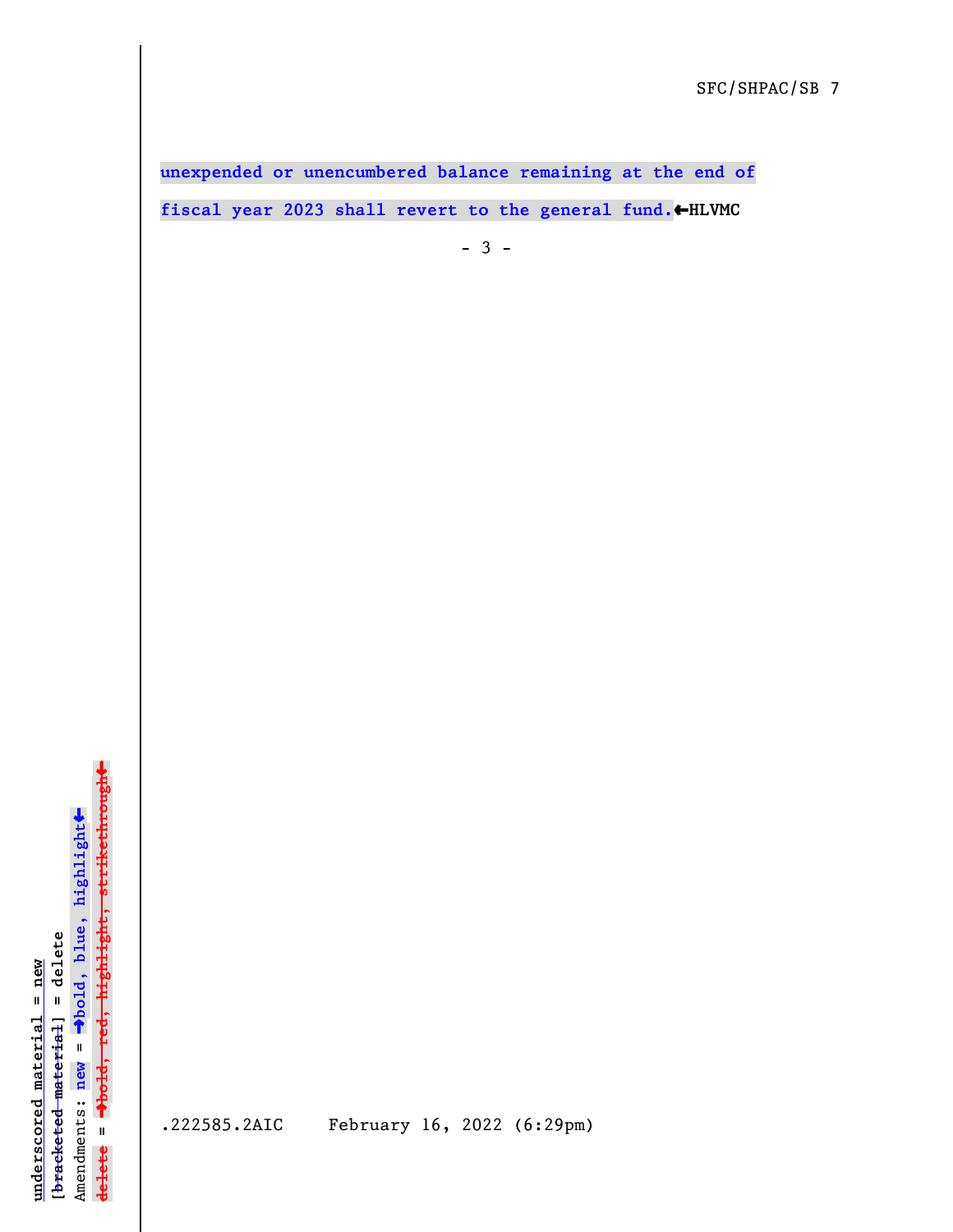**unexpended or unencumbered balance remaining at the end of fiscal year 2023 shall revert to the general fund.**←HLVMC

underscored material = new
[bracketed material] = delete
Amendments: **new** = →**bold, blue, highlight**←
~~delete~~ = →~~**bold, red, highlight, strikethrough**~~←

.222585.2AIC February 16, 2022 (6:29pm)